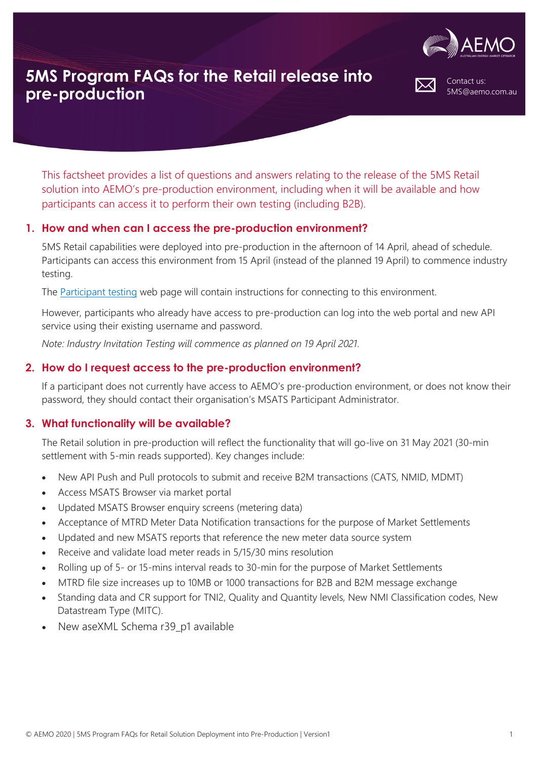# 5MS Program FAQs for the Retail release into pre-production

Contact us:
5MS@aemo.com.au

This factsheet provides a list of questions and answers relating to the release of the 5MS Retail solution into AEMO's pre-production environment, including when it will be available and how participants can access it to perform their own testing (including B2B).

## 1. How and when can I access the pre-production environment?

5MS Retail capabilities were deployed into pre-production in the afternoon of 14 April, ahead of schedule. Participants can access this environment from 15 April (instead of the planned 19 April) to commence industry testing.

The Participant testing web page will contain instructions for connecting to this environment.

However, participants who already have access to pre-production can log into the web portal and new API service using their existing username and password.

*Note: Industry Invitation Testing will commence as planned on 19 April 2021.*

## 2. How do I request access to the pre-production environment?

If a participant does not currently have access to AEMO's pre-production environment, or does not know their password, they should contact their organisation's MSATS Participant Administrator.

## 3. What functionality will be available?

The Retail solution in pre-production will reflect the functionality that will go-live on 31 May 2021 (30-min settlement with 5-min reads supported). Key changes include:

- New API Push and Pull protocols to submit and receive B2M transactions (CATS, NMID, MDMT)
- Access MSATS Browser via market portal
- Updated MSATS Browser enquiry screens (metering data)
- Acceptance of MTRD Meter Data Notification transactions for the purpose of Market Settlements
- Updated and new MSATS reports that reference the new meter data source system
- Receive and validate load meter reads in 5/15/30 mins resolution
- Rolling up of 5- or 15-mins interval reads to 30-min for the purpose of Market Settlements
- MTRD file size increases up to 10MB or 1000 transactions for B2B and B2M message exchange
- Standing data and CR support for TNI2, Quality and Quantity levels, New NMI Classification codes, New Datastream Type (MITC).
- New aseXML Schema r39_p1 available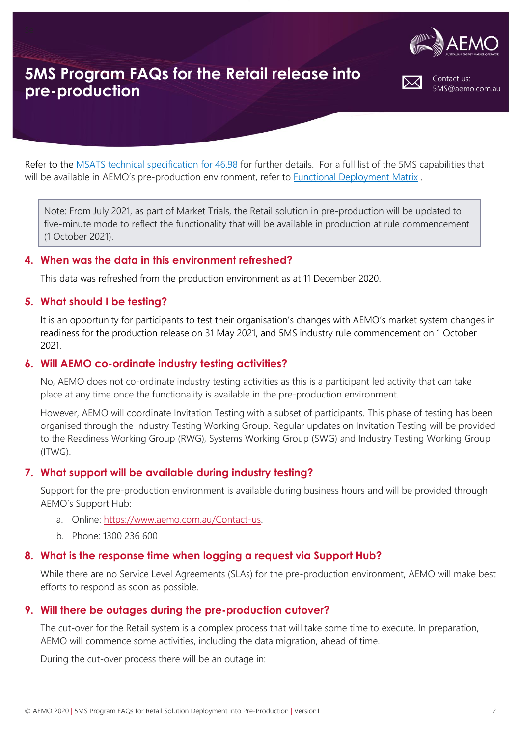# 5MS Program FAQs for the Retail release into pre-production

Contact us: 5MS@aemo.com.au

Refer to the [MSATS technical specification for 46.98](#) for further details. For a full list of the 5MS capabilities that will be available in AEMO's pre-production environment, refer to [Functional Deployment Matrix](#) .

> Note: From July 2021, as part of Market Trials, the Retail solution in pre-production will be updated to five-minute mode to reflect the functionality that will be available in production at rule commencement (1 October 2021).

## 4. When was the data in this environment refreshed?

This data was refreshed from the production environment as at 11 December 2020.

## 5. What should I be testing?

It is an opportunity for participants to test their organisation's changes with AEMO's market system changes in readiness for the production release on 31 May 2021, and 5MS industry rule commencement on 1 October 2021.

## 6. Will AEMO co-ordinate industry testing activities?

No, AEMO does not co-ordinate industry testing activities as this is a participant led activity that can take place at any time once the functionality is available in the pre-production environment.

However, AEMO will coordinate Invitation Testing with a subset of participants. This phase of testing has been organised through the Industry Testing Working Group. Regular updates on Invitation Testing will be provided to the Readiness Working Group (RWG), Systems Working Group (SWG) and Industry Testing Working Group (ITWG).

## 7. What support will be available during industry testing?

Support for the pre-production environment is available during business hours and will be provided through AEMO's Support Hub:

a. Online: [https://www.aemo.com.au/Contact-us](https://www.aemo.com.au/Contact-us).

b. Phone: 1300 236 600

## 8. What is the response time when logging a request via Support Hub?

While there are no Service Level Agreements (SLAs) for the pre-production environment, AEMO will make best efforts to respond as soon as possible.

## 9. Will there be outages during the pre-production cutover?

The cut-over for the Retail system is a complex process that will take some time to execute. In preparation, AEMO will commence some activities, including the data migration, ahead of time.

During the cut-over process there will be an outage in: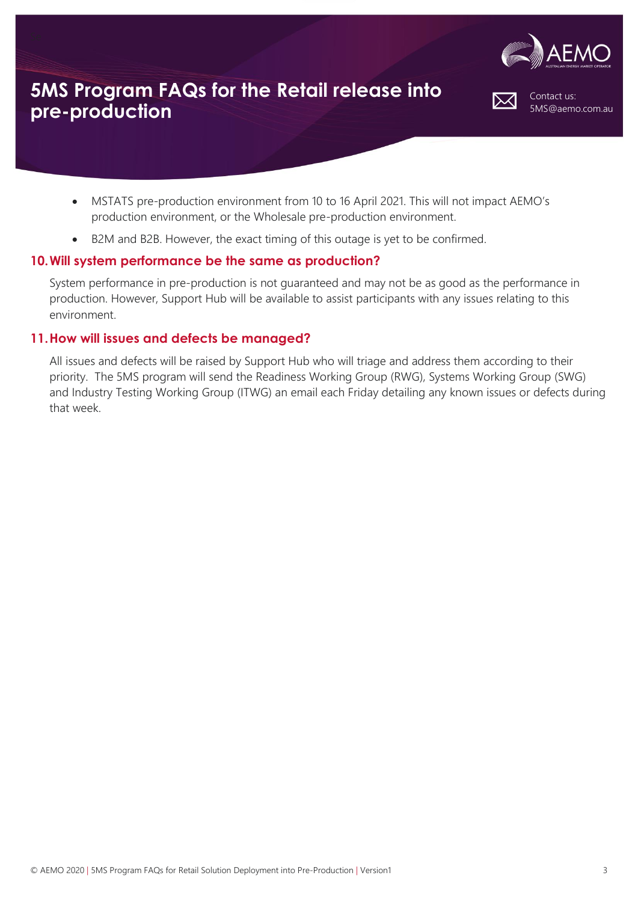- MSTATS pre-production environment from 10 to 16 April 2021. This will not impact AEMO's production environment, or the Wholesale pre-production environment.
- B2M and B2B. However, the exact timing of this outage is yet to be confirmed.

## 10. Will system performance be the same as production?

System performance in pre-production is not guaranteed and may not be as good as the performance in production. However, Support Hub will be available to assist participants with any issues relating to this environment.

## 11. How will issues and defects be managed?

All issues and defects will be raised by Support Hub who will triage and address them according to their priority. The 5MS program will send the Readiness Working Group (RWG), Systems Working Group (SWG) and Industry Testing Working Group (ITWG) an email each Friday detailing any known issues or defects during that week.